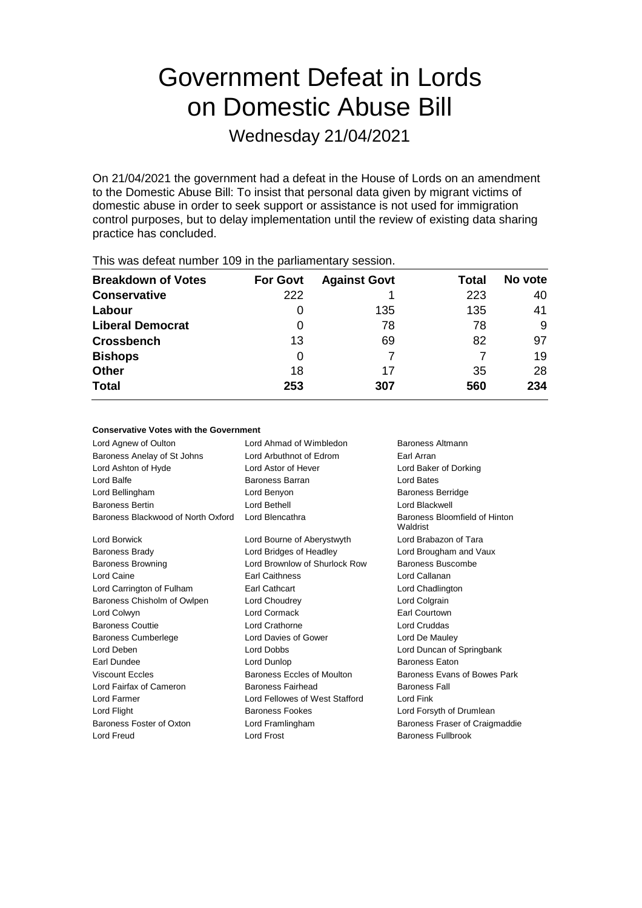# Government Defeat in Lords on Domestic Abuse Bill

Wednesday 21/04/2021

On 21/04/2021 the government had a defeat in the House of Lords on an amendment to the Domestic Abuse Bill: To insist that personal data given by migrant victims of domestic abuse in order to seek support or assistance is not used for immigration control purposes, but to delay implementation until the review of existing data sharing practice has concluded.

This was defeat number 109 in the parliamentary session.

| Breakdown of Votes | For Govt | Against Govt | Total | No vote |
|---|---|---|---|---|
| **Conservative** | 222 | 1 | 223 | 40 |
| **Labour** | 0 | 135 | 135 | 41 |
| **Liberal Democrat** | 0 | 78 | 78 | 9 |
| **Crossbench** | 13 | 69 | 82 | 97 |
| **Bishops** | 0 | 7 | 7 | 19 |
| **Other** | 18 | 17 | 35 | 28 |
| **Total** | **253** | **307** | **560** | **234** |

#### Conservative Votes with the Government

| | | |
|---|---|---|
| Lord Agnew of Oulton | Lord Ahmad of Wimbledon | Baroness Altmann |
| Baroness Anelay of St Johns | Lord Arbuthnot of Edrom | Earl Arran |
| Lord Ashton of Hyde | Lord Astor of Hever | Lord Baker of Dorking |
| Lord Balfe | Baroness Barran | Lord Bates |
| Lord Bellingham | Lord Benyon | Baroness Berridge |
| Baroness Bertin | Lord Bethell | Lord Blackwell |
| Baroness Blackwood of North Oxford | Lord Blencathra | Baroness Bloomfield of Hinton Waldrist |
| Lord Borwick | Lord Bourne of Aberystwyth | Lord Brabazon of Tara |
| Baroness Brady | Lord Bridges of Headley | Lord Brougham and Vaux |
| Baroness Browning | Lord Brownlow of Shurlock Row | Baroness Buscombe |
| Lord Caine | Earl Caithness | Lord Callanan |
| Lord Carrington of Fulham | Earl Cathcart | Lord Chadlington |
| Baroness Chisholm of Owlpen | Lord Choudrey | Lord Colgrain |
| Lord Colwyn | Lord Cormack | Earl Courtown |
| Baroness Couttie | Lord Crathorne | Lord Cruddas |
| Baroness Cumberlege | Lord Davies of Gower | Lord De Mauley |
| Lord Deben | Lord Dobbs | Lord Duncan of Springbank |
| Earl Dundee | Lord Dunlop | Baroness Eaton |
| Viscount Eccles | Baroness Eccles of Moulton | Baroness Evans of Bowes Park |
| Lord Fairfax of Cameron | Baroness Fairhead | Baroness Fall |
| Lord Farmer | Lord Fellowes of West Stafford | Lord Fink |
| Lord Flight | Baroness Fookes | Lord Forsyth of Drumlean |
| Baroness Foster of Oxton | Lord Framlingham | Baroness Fraser of Craigmaddie |
| Lord Freud | Lord Frost | Baroness Fullbrook |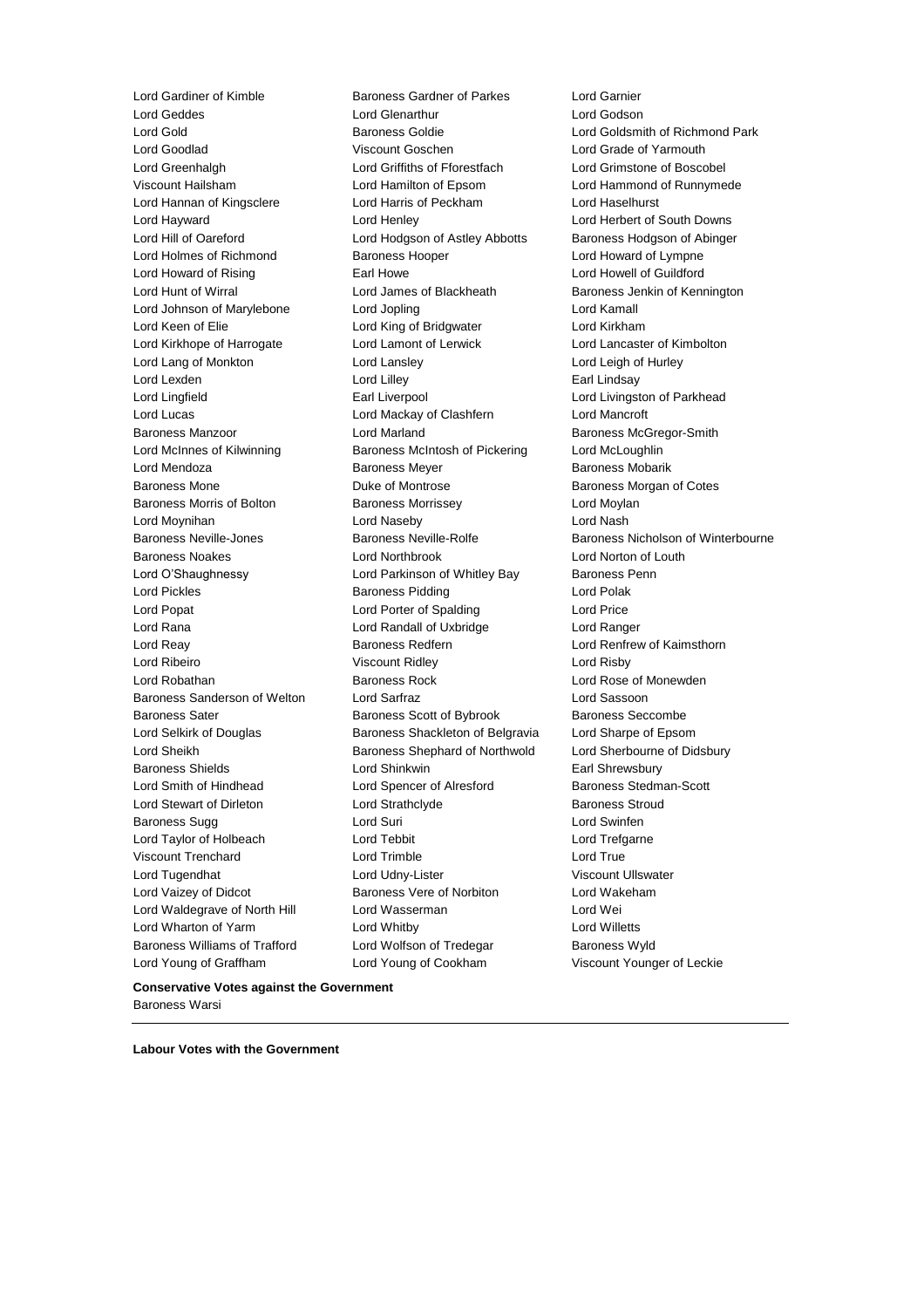Lord Gardiner of Kimble
Baroness Gardner of Parkes
Lord Garnier
Lord Geddes
Lord Glenarthur
Lord Godson
Lord Gold
Baroness Goldie
Lord Goldsmith of Richmond Park
Lord Goodlad
Viscount Goschen
Lord Grade of Yarmouth
Lord Greenhalgh
Lord Griffiths of Fforestfach
Lord Grimstone of Boscobel
Viscount Hailsham
Lord Hamilton of Epsom
Lord Hammond of Runnymede
Lord Hannan of Kingsclere
Lord Harris of Peckham
Lord Haselhurst
Lord Hayward
Lord Henley
Lord Herbert of South Downs
Lord Hill of Oareford
Lord Hodgson of Astley Abbotts
Baroness Hodgson of Abinger
Lord Holmes of Richmond
Baroness Hooper
Lord Howard of Lympne
Lord Howard of Rising
Earl Howe
Lord Howell of Guildford
Lord Hunt of Wirral
Lord James of Blackheath
Baroness Jenkin of Kennington
Lord Johnson of Marylebone
Lord Jopling
Lord Kamall
Lord Keen of Elie
Lord King of Bridgwater
Lord Kirkham
Lord Kirkhope of Harrogate
Lord Lamont of Lerwick
Lord Lancaster of Kimbolton
Lord Lang of Monkton
Lord Lansley
Lord Leigh of Hurley
Lord Lexden
Lord Lilley
Earl Lindsay
Lord Lingfield
Earl Liverpool
Lord Livingston of Parkhead
Lord Lucas
Lord Mackay of Clashfern
Lord Mancroft
Baroness Manzoor
Lord Marland
Baroness McGregor-Smith
Lord McInnes of Kilwinning
Baroness McIntosh of Pickering
Lord McLoughlin
Lord Mendoza
Baroness Meyer
Baroness Mobarik
Baroness Mone
Duke of Montrose
Baroness Morgan of Cotes
Baroness Morris of Bolton
Baroness Morrissey
Lord Moylan
Lord Moynihan
Lord Naseby
Lord Nash
Baroness Neville-Jones
Baroness Neville-Rolfe
Baroness Nicholson of Winterbourne
Baroness Noakes
Lord Northbrook
Lord Norton of Louth
Lord O'Shaughnessy
Lord Parkinson of Whitley Bay
Baroness Penn
Lord Pickles
Baroness Pidding
Lord Polak
Lord Popat
Lord Porter of Spalding
Lord Price
Lord Rana
Lord Randall of Uxbridge
Lord Ranger
Lord Reay
Baroness Redfern
Lord Renfrew of Kaimsthorn
Lord Ribeiro
Viscount Ridley
Lord Risby
Lord Robathan
Baroness Rock
Lord Rose of Monewden
Baroness Sanderson of Welton
Lord Sarfraz
Lord Sassoon
Baroness Sater
Baroness Scott of Bybrook
Baroness Seccombe
Lord Selkirk of Douglas
Baroness Shackleton of Belgravia
Lord Sharpe of Epsom
Lord Sheikh
Baroness Shephard of Northwold
Lord Sherbourne of Didsbury
Baroness Shields
Lord Shinkwin
Earl Shrewsbury
Lord Smith of Hindhead
Lord Spencer of Alresford
Baroness Stedman-Scott
Lord Stewart of Dirleton
Lord Strathclyde
Baroness Stroud
Baroness Sugg
Lord Suri
Lord Swinfen
Lord Taylor of Holbeach
Lord Tebbit
Lord Trefgarne
Viscount Trenchard
Lord Trimble
Lord True
Lord Tugendhat
Lord Udny-Lister
Viscount Ullswater
Lord Vaizey of Didcot
Baroness Vere of Norbiton
Lord Wakeham
Lord Waldegrave of North Hill
Lord Wasserman
Lord Wei
Lord Wharton of Yarm
Lord Whitby
Lord Willetts
Baroness Williams of Trafford
Lord Wolfson of Tredegar
Baroness Wyld
Lord Young of Graffham
Lord Young of Cookham
Viscount Younger of Leckie

**Conservative Votes against the Government**

Baroness Warsi

---

**Labour Votes with the Government**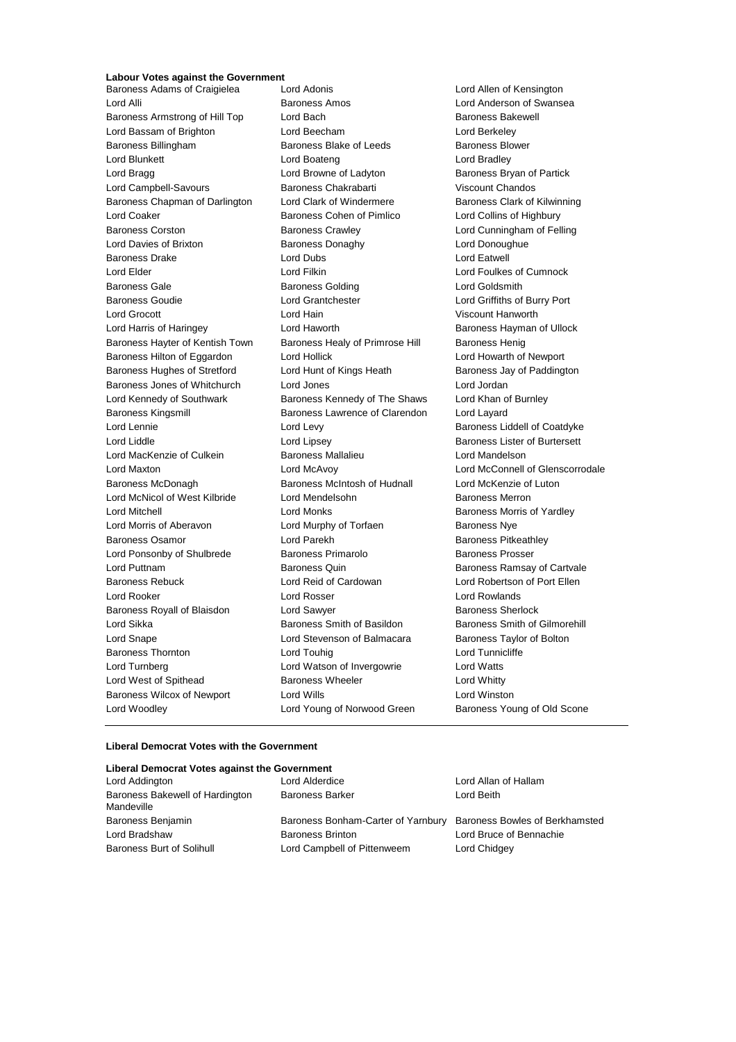### Labour Votes against the Government

Baroness Adams of Craigielea
Lord Adonis
Lord Allen of Kensington
Lord Alli
Baroness Amos
Lord Anderson of Swansea
Baroness Armstrong of Hill Top
Lord Bach
Baroness Bakewell
Lord Bassam of Brighton
Lord Beecham
Lord Berkeley
Baroness Billingham
Baroness Blake of Leeds
Baroness Blower
Lord Blunkett
Lord Boateng
Lord Bradley
Lord Bragg
Lord Browne of Ladyton
Baroness Bryan of Partick
Lord Campbell-Savours
Baroness Chakrabarti
Viscount Chandos
Baroness Chapman of Darlington
Lord Clark of Windermere
Baroness Clark of Kilwinning
Lord Coaker
Baroness Cohen of Pimlico
Lord Collins of Highbury
Baroness Corston
Baroness Crawley
Lord Cunningham of Felling
Lord Davies of Brixton
Baroness Donaghy
Lord Donoughue
Baroness Drake
Lord Dubs
Lord Eatwell
Lord Elder
Lord Filkin
Lord Foulkes of Cumnock
Baroness Gale
Baroness Golding
Lord Goldsmith
Baroness Goudie
Lord Grantchester
Lord Griffiths of Burry Port
Lord Grocott
Lord Hain
Viscount Hanworth
Lord Harris of Haringey
Lord Haworth
Baroness Hayman of Ullock
Baroness Hayter of Kentish Town
Baroness Healy of Primrose Hill
Baroness Henig
Baroness Hilton of Eggardon
Lord Hollick
Lord Howarth of Newport
Baroness Hughes of Stretford
Lord Hunt of Kings Heath
Baroness Jay of Paddington
Baroness Jones of Whitchurch
Lord Jones
Lord Jordan
Lord Kennedy of Southwark
Baroness Kennedy of The Shaws
Lord Khan of Burnley
Baroness Kingsmill
Baroness Lawrence of Clarendon
Lord Layard
Lord Lennie
Lord Levy
Baroness Liddell of Coatdyke
Lord Liddle
Lord Lipsey
Baroness Lister of Burtersett
Lord MacKenzie of Culkein
Baroness Mallalieu
Lord Mandelson
Lord Maxton
Lord McAvoy
Lord McConnell of Glenscorrodale
Baroness McDonagh
Baroness McIntosh of Hudnall
Lord McKenzie of Luton
Lord McNicol of West Kilbride
Lord Mendelsohn
Baroness Merron
Lord Mitchell
Lord Monks
Baroness Morris of Yardley
Lord Morris of Aberavon
Lord Murphy of Torfaen
Baroness Nye
Baroness Osamor
Lord Parekh
Baroness Pitkeathley
Lord Ponsonby of Shulbrede
Baroness Primarolo
Baroness Prosser
Lord Puttnam
Baroness Quin
Baroness Ramsay of Cartvale
Baroness Rebuck
Lord Reid of Cardowan
Lord Robertson of Port Ellen
Lord Rooker
Lord Rosser
Lord Rowlands
Baroness Royall of Blaisdon
Lord Sawyer
Baroness Sherlock
Lord Sikka
Baroness Smith of Basildon
Baroness Smith of Gilmorehill
Lord Snape
Lord Stevenson of Balmacara
Baroness Taylor of Bolton
Baroness Thornton
Lord Touhig
Lord Tunnicliffe
Lord Turnberg
Lord Watson of Invergowrie
Lord Watts
Lord West of Spithead
Baroness Wheeler
Lord Whitty
Baroness Wilcox of Newport
Lord Wills
Lord Winston
Lord Woodley
Lord Young of Norwood Green
Baroness Young of Old Scone

---

### Liberal Democrat Votes with the Government

### Liberal Democrat Votes against the Government

Lord Addington
Lord Alderdice
Lord Allan of Hallam
Baroness Bakewell of Hardington Mandeville
Baroness Barker
Lord Beith
Baroness Benjamin
Baroness Bonham-Carter of Yarnbury
Baroness Bowles of Berkhamsted
Lord Bradshaw
Baroness Brinton
Lord Bruce of Bennachie
Baroness Burt of Solihull
Lord Campbell of Pittenweem
Lord Chidgey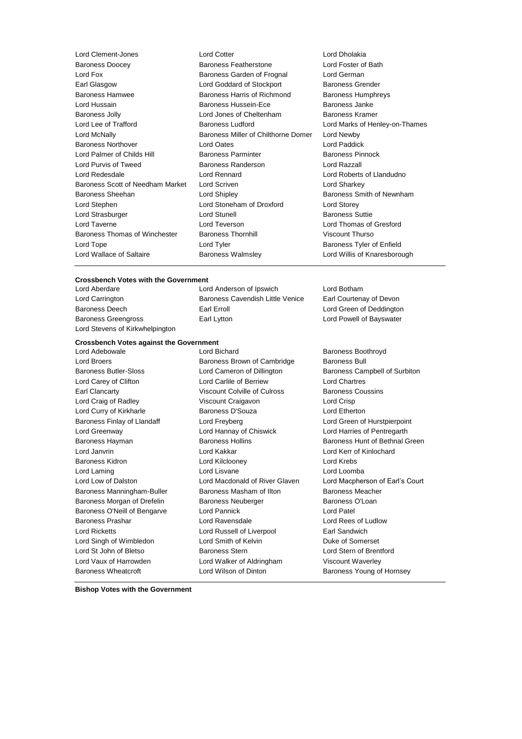Lord Clement-Jones, Lord Cotter, Lord Dholakia, Baroness Doocey, Baroness Featherstone, Lord Foster of Bath, Lord Fox, Baroness Garden of Frognal, Lord German, Earl Glasgow, Lord Goddard of Stockport, Baroness Grender, Baroness Hamwee, Baroness Harris of Richmond, Baroness Humphreys, Lord Hussain, Baroness Hussein-Ece, Baroness Janke, Baroness Jolly, Lord Jones of Cheltenham, Baroness Kramer, Lord Lee of Trafford, Baroness Ludford, Lord Marks of Henley-on-Thames, Lord McNally, Baroness Miller of Chilthorne Domer, Lord Newby, Baroness Northover, Lord Oates, Lord Paddick, Lord Palmer of Childs Hill, Baroness Parminter, Baroness Pinnock, Lord Purvis of Tweed, Baroness Randerson, Lord Razzall, Lord Redesdale, Lord Rennard, Lord Roberts of Llandudno, Baroness Scott of Needham Market, Lord Scriven, Lord Sharkey, Baroness Sheehan, Lord Shipley, Baroness Smith of Newnham, Lord Stephen, Lord Stoneham of Droxford, Lord Storey, Lord Strasburger, Lord Stunell, Baroness Suttie, Lord Taverne, Lord Teverson, Lord Thomas of Gresford, Baroness Thomas of Winchester, Baroness Thornhill, Viscount Thurso, Lord Tope, Lord Tyler, Baroness Tyler of Enfield, Lord Wallace of Saltaire, Baroness Walmsley, Lord Willis of Knaresborough

**Crossbench Votes with the Government**

Lord Aberdare, Lord Anderson of Ipswich, Lord Botham, Lord Carrington, Baroness Cavendish Little Venice, Earl Courtenay of Devon, Baroness Deech, Earl Erroll, Lord Green of Deddington, Baroness Greengross, Earl Lytton, Lord Powell of Bayswater, Lord Stevens of Kirkwhelpington

**Crossbench Votes against the Government**

Lord Adebowale, Lord Bichard, Baroness Boothroyd, Lord Broers, Baroness Brown of Cambridge, Baroness Bull, Baroness Butler-Sloss, Lord Cameron of Dillington, Baroness Campbell of Surbiton, Lord Carey of Clifton, Lord Carlile of Berriew, Lord Chartres, Earl Clancarty, Viscount Colville of Culross, Baroness Coussins, Lord Craig of Radley, Viscount Craigavon, Lord Crisp, Lord Curry of Kirkharle, Baroness D'Souza, Lord Etherton, Baroness Finlay of Llandaff, Lord Freyberg, Lord Green of Hurstpierpoint, Lord Greenway, Lord Hannay of Chiswick, Lord Harries of Pentregarth, Baroness Hayman, Baroness Hollins, Baroness Hunt of Bethnal Green, Lord Janvrin, Lord Kakkar, Lord Kerr of Kinlochard, Baroness Kidron, Lord Kilclooney, Lord Krebs, Lord Laming, Lord Lisvane, Lord Loomba, Lord Low of Dalston, Lord Macdonald of River Glaven, Lord Macpherson of Earl's Court, Baroness Manningham-Buller, Baroness Masham of Ilton, Baroness Meacher, Baroness Morgan of Drefelin, Baroness Neuberger, Baroness O'Loan, Baroness O'Neill of Bengarve, Lord Pannick, Lord Patel, Baroness Prashar, Lord Ravensdale, Lord Rees of Ludlow, Lord Ricketts, Lord Russell of Liverpool, Earl Sandwich, Lord Singh of Wimbledon, Lord Smith of Kelvin, Duke of Somerset, Lord St John of Bletso, Baroness Stern, Lord Stern of Brentford, Lord Vaux of Harrowden, Lord Walker of Aldringham, Viscount Waverley, Baroness Wheatcroft, Lord Wilson of Dinton, Baroness Young of Hornsey

**Bishop Votes with the Government**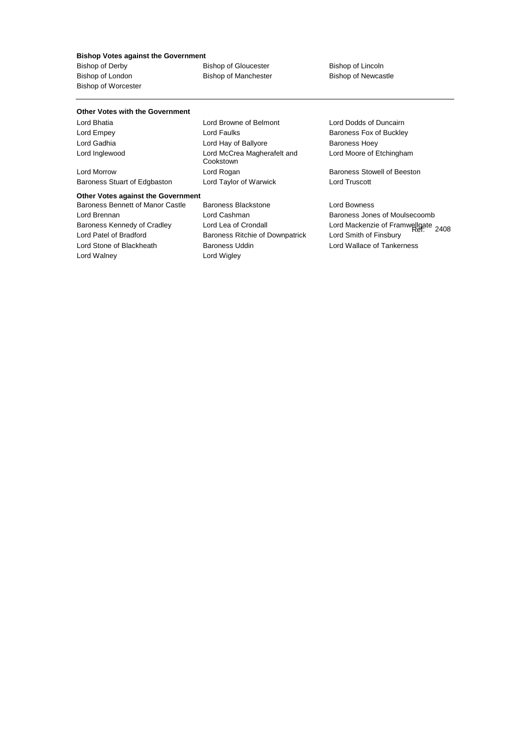**Bishop Votes against the Government**

Bishop of Derby
Bishop of Gloucester
Bishop of Lincoln
Bishop of London
Bishop of Manchester
Bishop of Newcastle
Bishop of Worcester

---

**Other Votes with the Government**

Lord Bhatia
Lord Browne of Belmont
Lord Dodds of Duncairn
Lord Empey
Lord Faulks
Baroness Fox of Buckley
Lord Gadhia
Lord Hay of Ballyore
Baroness Hoey
Lord Inglewood
Lord McCrea Magherafelt and Cookstown
Lord Moore of Etchingham
Lord Morrow
Lord Rogan
Baroness Stowell of Beeston
Baroness Stuart of Edgbaston
Lord Taylor of Warwick
Lord Truscott

**Other Votes against the Government**

Baroness Bennett of Manor Castle
Baroness Blackstone
Lord Bowness
Lord Brennan
Lord Cashman
Baroness Jones of Moulsecoomb
Baroness Kennedy of Cradley
Lord Lea of Crondall
Lord Mackenzie of Framwellgate
Lord Patel of Bradford
Baroness Ritchie of Downpatrick
Lord Smith of Finsbury
Lord Stone of Blackheath
Baroness Uddin
Lord Wallace of Tankerness
Lord Walney
Lord Wigley

Ref: 2408